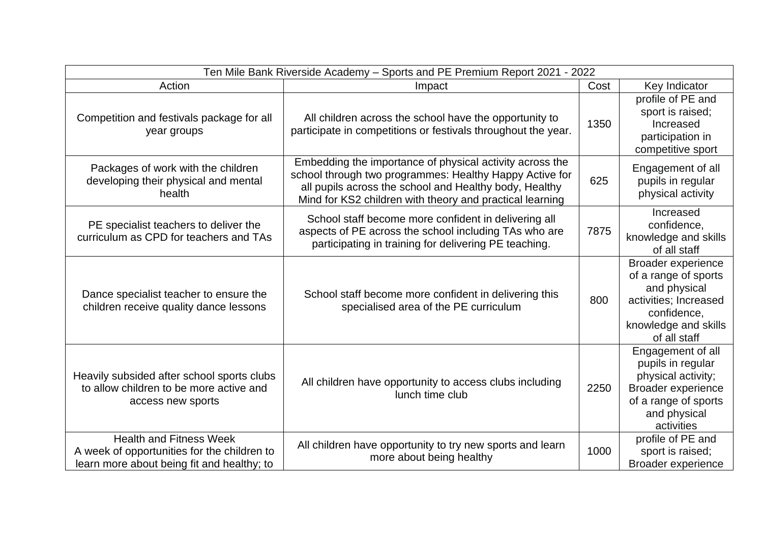| Ten Mile Bank Riverside Academy – Sports and PE Premium Report 2021 - 2022 | | | |
|---|---|---|---|
| Action | Impact | Cost | Key Indicator |
| Competition and festivals package for all year groups | All children across the school have the opportunity to participate in competitions or festivals throughout the year. | 1350 | profile of PE and sport is raised; Increased participation in competitive sport |
| Packages of work with the children developing their physical and mental health | Embedding the importance of physical activity across the school through two programmes: Healthy Happy Active for all pupils across the school and Healthy body, Healthy Mind for KS2 children with theory and practical learning | 625 | Engagement of all pupils in regular physical activity |
| PE specialist teachers to deliver the curriculum as CPD for teachers and TAs | School staff become more confident in delivering all aspects of PE across the school including TAs who are participating in training for delivering PE teaching. | 7875 | Increased confidence, knowledge and skills of all staff |
| Dance specialist teacher to ensure the children receive quality dance lessons | School staff become more confident in delivering this specialised area of the PE curriculum | 800 | Broader experience of a range of sports and physical activities; Increased confidence, knowledge and skills of all staff |
| Heavily subsided after school sports clubs to allow children to be more active and access new sports | All children have opportunity to access clubs including lunch time club | 2250 | Engagement of all pupils in regular physical activity; Broader experience of a range of sports and physical activities |
| Health and Fitness Week<br>A week of opportunities for the children to learn more about being fit and healthy; to | All children have opportunity to try new sports and learn more about being healthy | 1000 | profile of PE and sport is raised; Broader experience |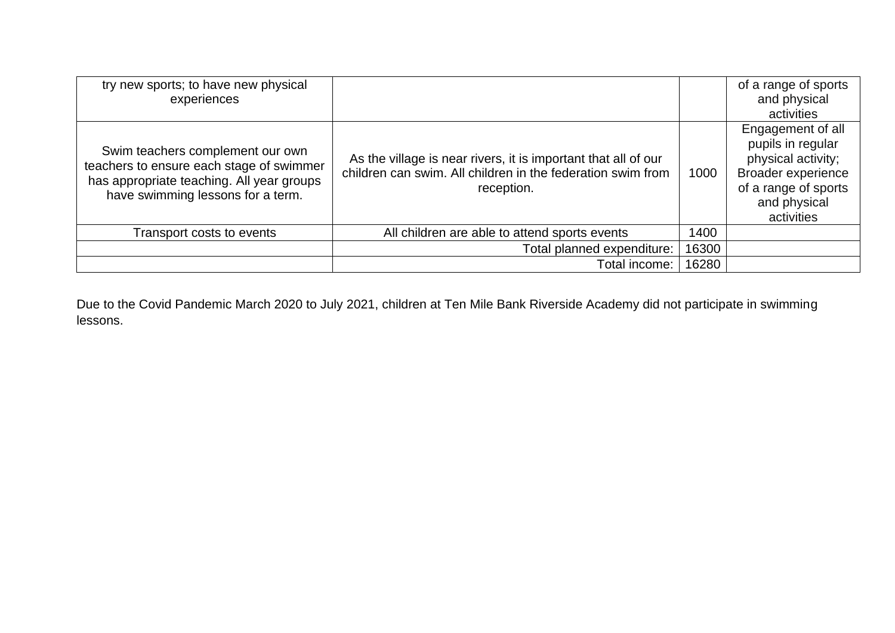| | | | |
|---|---|---|---|
| try new sports; to have new physical experiences | | | of a range of sports and physical activities |
| Swim teachers complement our own teachers to ensure each stage of swimmer has appropriate teaching. All year groups have swimming lessons for a term. | As the village is near rivers, it is important that all of our children can swim. All children in the federation swim from reception. | 1000 | Engagement of all pupils in regular physical activity; Broader experience of a range of sports and physical activities |
| Transport costs to events | All children are able to attend sports events | 1400 | |
| | Total planned expenditure: | 16300 | |
| | Total income: | 16280 | |

Due to the Covid Pandemic March 2020 to July 2021, children at Ten Mile Bank Riverside Academy did not participate in swimming lessons.